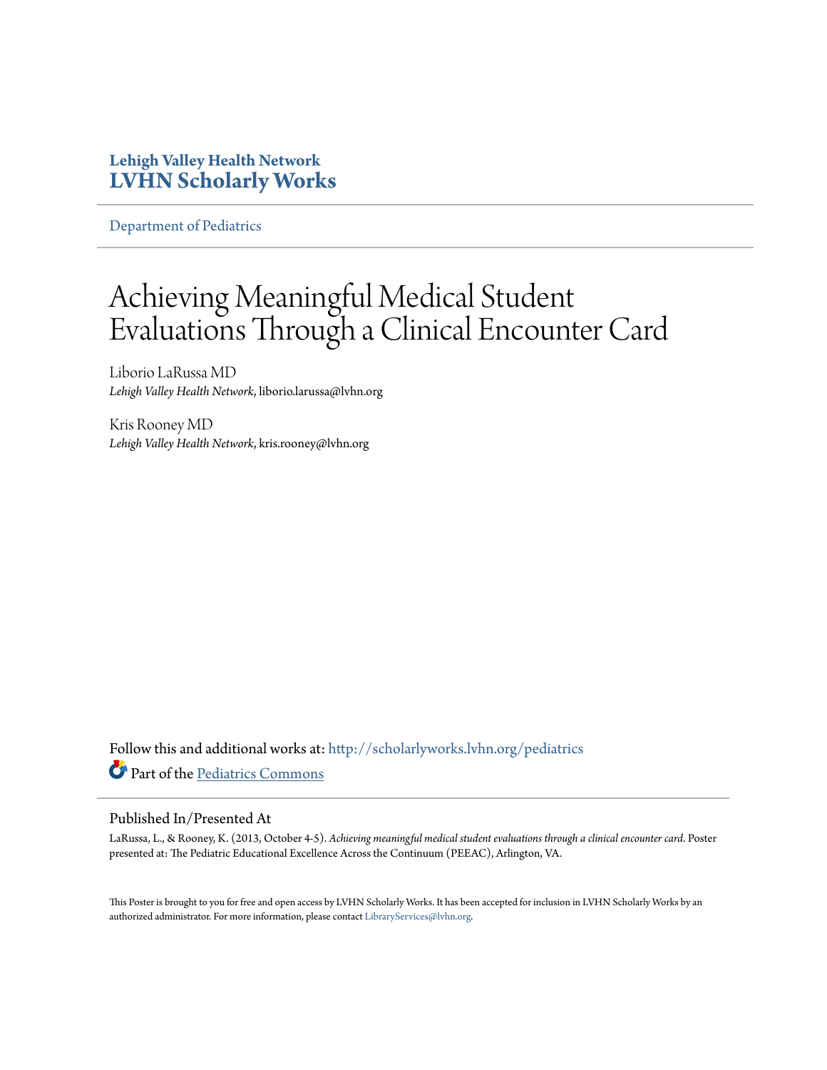**Lehigh Valley Health Network**
**LVHN Scholarly Works**

Department of Pediatrics

# Achieving Meaningful Medical Student Evaluations Through a Clinical Encounter Card

Liborio LaRussa MD
*Lehigh Valley Health Network*, liborio.larussa@lvhn.org

Kris Rooney MD
*Lehigh Valley Health Network*, kris.rooney@lvhn.org

Follow this and additional works at: http://scholarlyworks.lvhn.org/pediatrics

Part of the Pediatrics Commons

## Published In/Presented At

LaRussa, L., & Rooney, K. (2013, October 4-5). *Achieving meaningful medical student evaluations through a clinical encounter card*. Poster presented at: The Pediatric Educational Excellence Across the Continuum (PEEAC), Arlington, VA.

This Poster is brought to you for free and open access by LVHN Scholarly Works. It has been accepted for inclusion in LVHN Scholarly Works by an authorized administrator. For more information, please contact LibraryServices@lvhn.org.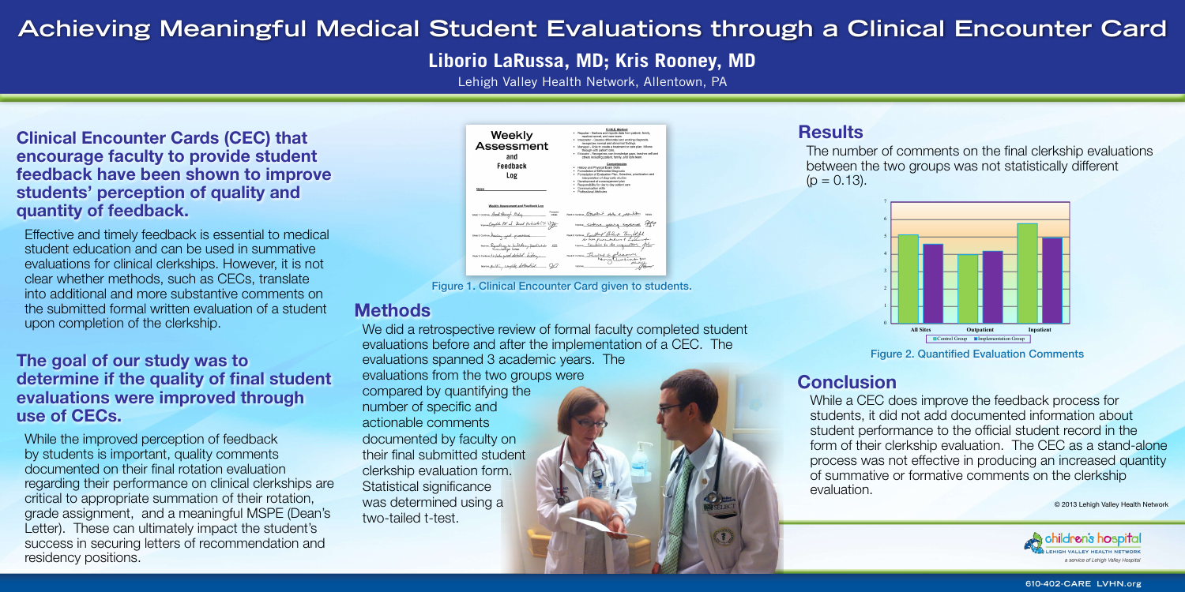# Achieving Meaningful Medical Student Evaluations through a Clinical Encounter Card

**Liborio LaRussa, MD; Kris Rooney, MD**

Lehigh Valley Health Network, Allentown, PA

## Clinical Encounter Cards (CEC) that encourage faculty to provide student feedback have been shown to improve students' perception of quality and quantity of feedback.

Effective and timely feedback is essential to medical student education and can be used in summative evaluations for clinical clerkships. However, it is not clear whether methods, such as CECs, translate into additional and more substantive comments on the submitted formal written evaluation of a student upon completion of the clerkship.

## The goal of our study was to determine if the quality of final student evaluations were improved through use of CECs.

While the improved perception of feedback by students is important, quality comments documented on their final rotation evaluation regarding their performance on clinical clerkships are critical to appropriate summation of their rotation, grade assignment, and a meaningful MSPE (Dean's Letter). These can ultimately impact the student's success in securing letters of recommendation and residency positions.

Figure 1. Clinical Encounter Card given to students.

## Methods

We did a retrospective review of formal faculty completed student evaluations before and after the implementation of a CEC. The evaluations spanned 3 academic years. The evaluations from the two groups were compared by quantifying the number of specific and actionable comments documented by faculty on their final submitted student clerkship evaluation form. Statistical significance was determined using a two-tailed t-test.

## Results

The number of comments on the final clerkship evaluations between the two groups was not statistically different ($p = 0.13$).

0
1
2
3
4
5
6
7

All Sites
Outpatient
Inpatient

Control Group
Implementation Group

Figure 2. Quantified Evaluation Comments

## Conclusion

While a CEC does improve the feedback process for students, it did not add documented information about student performance to the official student record in the form of their clerkship evaluation. The CEC as a stand-alone process was not effective in producing an increased quantity of summative or formative comments on the clerkship evaluation.

© 2013 Lehigh Valley Health Network

children's hospital
LEHIGH VALLEY HEALTH NETWORK
a service of Lehigh Valley Hospital

610-402-CARE LVHN.org